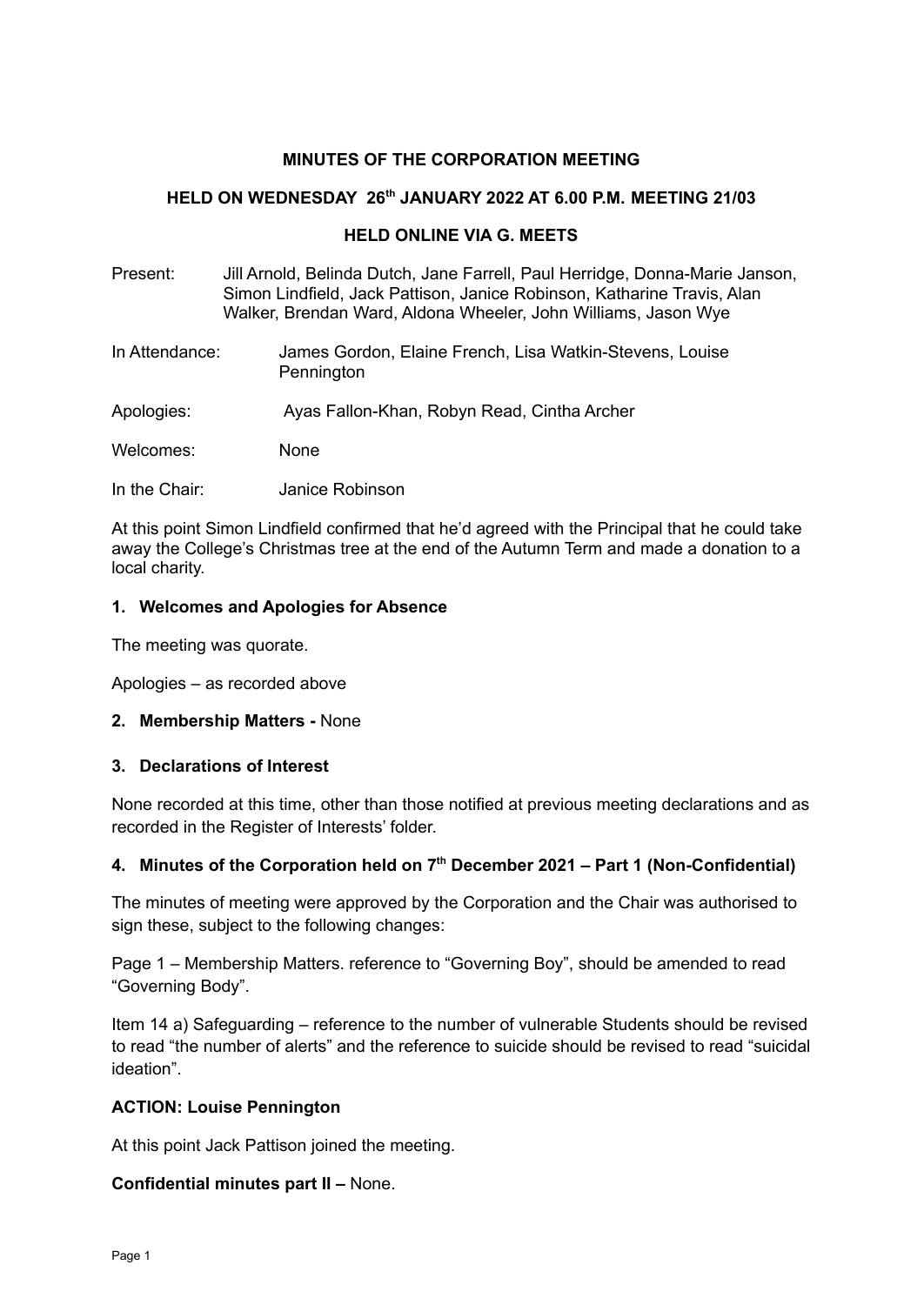**MINUTES OF THE CORPORATION MEETING**

**HELD ON WEDNESDAY 26th JANUARY 2022 AT 6.00 P.M. MEETING 21/03**

**HELD ONLINE VIA G. MEETS**

Present: Jill Arnold, Belinda Dutch, Jane Farrell, Paul Herridge, Donna-Marie Janson, Simon Lindfield, Jack Pattison, Janice Robinson, Katharine Travis, Alan Walker, Brendan Ward, Aldona Wheeler, John Williams, Jason Wye

In Attendance: James Gordon, Elaine French, Lisa Watkin-Stevens, Louise Pennington

Apologies: Ayas Fallon-Khan, Robyn Read, Cintha Archer

Welcomes: None

In the Chair: Janice Robinson

At this point Simon Lindfield confirmed that he'd agreed with the Principal that he could take away the College's Christmas tree at the end of the Autumn Term and made a donation to a local charity.

**1. Welcomes and Apologies for Absence**

The meeting was quorate.

Apologies – as recorded above

**2. Membership Matters -** None

**3. Declarations of Interest**

None recorded at this time, other than those notified at previous meeting declarations and as recorded in the Register of Interests' folder.

**4. Minutes of the Corporation held on 7th December 2021 – Part 1 (Non-Confidential)**

The minutes of meeting were approved by the Corporation and the Chair was authorised to sign these, subject to the following changes:

Page 1 – Membership Matters. reference to "Governing Boy", should be amended to read "Governing Body".

Item 14 a) Safeguarding – reference to the number of vulnerable Students should be revised to read "the number of alerts" and the reference to suicide should be revised to read "suicidal ideation".

**ACTION: Louise Pennington**

At this point Jack Pattison joined the meeting.

**Confidential minutes part II –** None.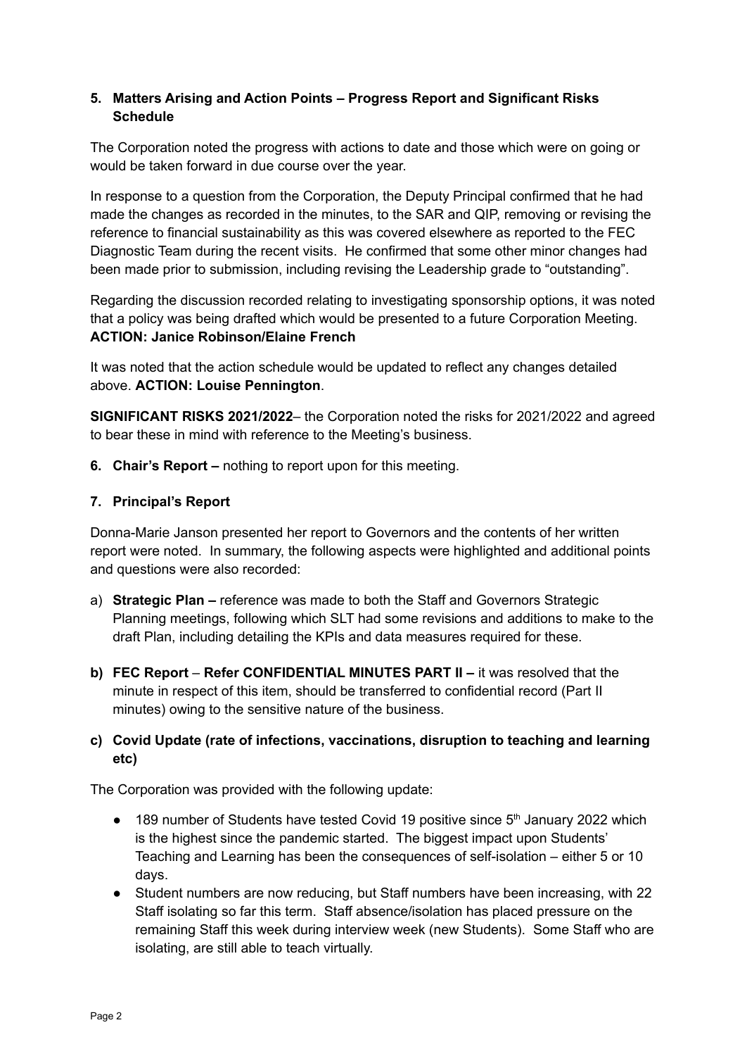**5. Matters Arising and Action Points – Progress Report and Significant Risks Schedule**

The Corporation noted the progress with actions to date and those which were on going or would be taken forward in due course over the year.

In response to a question from the Corporation, the Deputy Principal confirmed that he had made the changes as recorded in the minutes, to the SAR and QIP, removing or revising the reference to financial sustainability as this was covered elsewhere as reported to the FEC Diagnostic Team during the recent visits. He confirmed that some other minor changes had been made prior to submission, including revising the Leadership grade to "outstanding".

Regarding the discussion recorded relating to investigating sponsorship options, it was noted that a policy was being drafted which would be presented to a future Corporation Meeting. **ACTION: Janice Robinson/Elaine French**

It was noted that the action schedule would be updated to reflect any changes detailed above. **ACTION: Louise Pennington**.

**SIGNIFICANT RISKS 2021/2022**– the Corporation noted the risks for 2021/2022 and agreed to bear these in mind with reference to the Meeting's business.

**6. Chair's Report –** nothing to report upon for this meeting.

**7. Principal's Report**

Donna-Marie Janson presented her report to Governors and the contents of her written report were noted. In summary, the following aspects were highlighted and additional points and questions were also recorded:

a) **Strategic Plan –** reference was made to both the Staff and Governors Strategic Planning meetings, following which SLT had some revisions and additions to make to the draft Plan, including detailing the KPIs and data measures required for these.

**b) FEC Report** – **Refer CONFIDENTIAL MINUTES PART II –** it was resolved that the minute in respect of this item, should be transferred to confidential record (Part II minutes) owing to the sensitive nature of the business.

**c) Covid Update (rate of infections, vaccinations, disruption to teaching and learning etc)**

The Corporation was provided with the following update:

- 189 number of Students have tested Covid 19 positive since 5th January 2022 which is the highest since the pandemic started. The biggest impact upon Students' Teaching and Learning has been the consequences of self-isolation – either 5 or 10 days.
- Student numbers are now reducing, but Staff numbers have been increasing, with 22 Staff isolating so far this term. Staff absence/isolation has placed pressure on the remaining Staff this week during interview week (new Students). Some Staff who are isolating, are still able to teach virtually.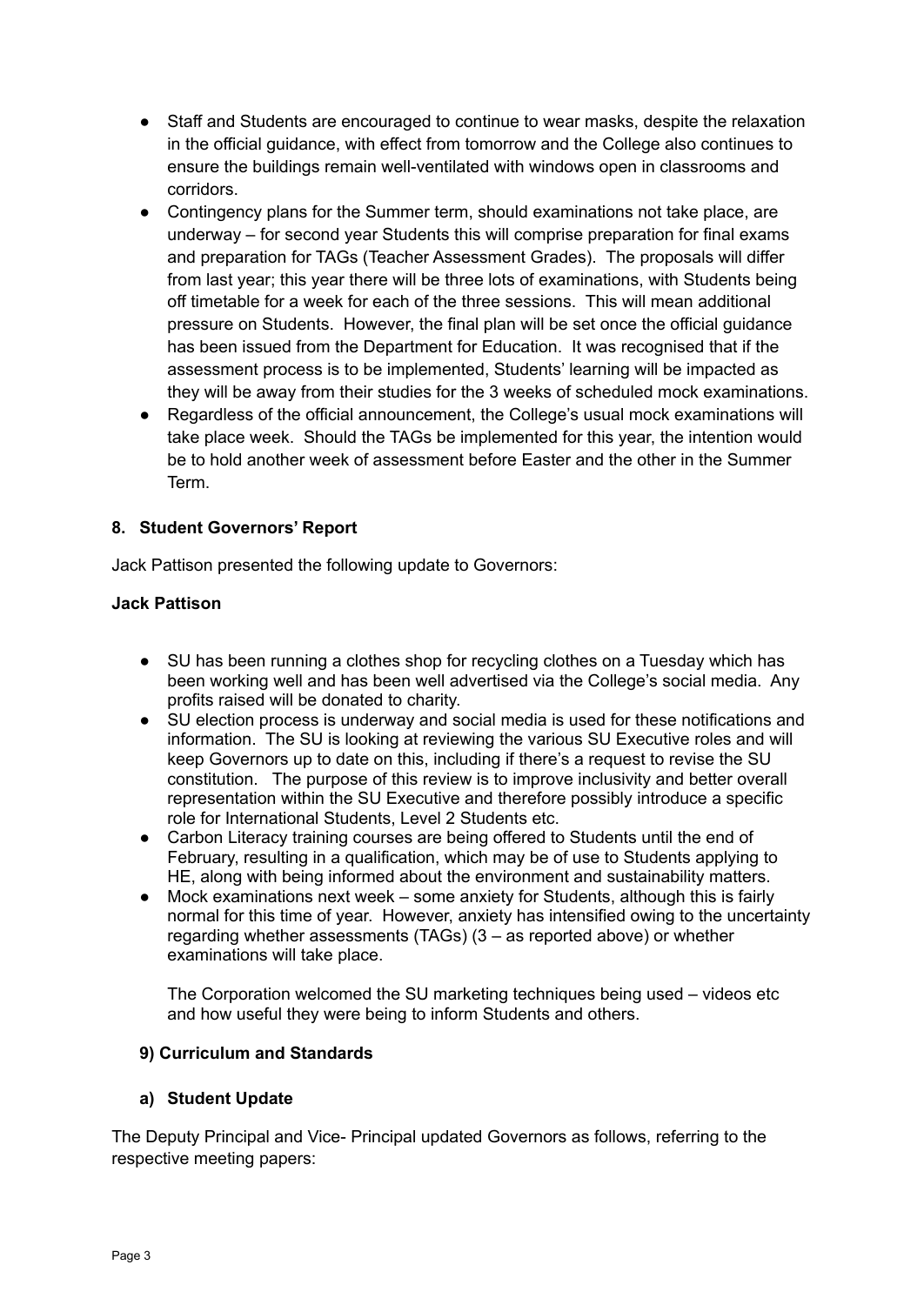- Staff and Students are encouraged to continue to wear masks, despite the relaxation in the official guidance, with effect from tomorrow and the College also continues to ensure the buildings remain well-ventilated with windows open in classrooms and corridors.
- Contingency plans for the Summer term, should examinations not take place, are underway – for second year Students this will comprise preparation for final exams and preparation for TAGs (Teacher Assessment Grades). The proposals will differ from last year; this year there will be three lots of examinations, with Students being off timetable for a week for each of the three sessions. This will mean additional pressure on Students. However, the final plan will be set once the official guidance has been issued from the Department for Education. It was recognised that if the assessment process is to be implemented, Students' learning will be impacted as they will be away from their studies for the 3 weeks of scheduled mock examinations.
- Regardless of the official announcement, the College's usual mock examinations will take place week. Should the TAGs be implemented for this year, the intention would be to hold another week of assessment before Easter and the other in the Summer Term.

## 8. Student Governors' Report

Jack Pattison presented the following update to Governors:

**Jack Pattison**

- SU has been running a clothes shop for recycling clothes on a Tuesday which has been working well and has been well advertised via the College's social media. Any profits raised will be donated to charity.
- SU election process is underway and social media is used for these notifications and information. The SU is looking at reviewing the various SU Executive roles and will keep Governors up to date on this, including if there's a request to revise the SU constitution. The purpose of this review is to improve inclusivity and better overall representation within the SU Executive and therefore possibly introduce a specific role for International Students, Level 2 Students etc.
- Carbon Literacy training courses are being offered to Students until the end of February, resulting in a qualification, which may be of use to Students applying to HE, along with being informed about the environment and sustainability matters.
- Mock examinations next week – some anxiety for Students, although this is fairly normal for this time of year. However, anxiety has intensified owing to the uncertainty regarding whether assessments (TAGs) (3 – as reported above) or whether examinations will take place.

  The Corporation welcomed the SU marketing techniques being used – videos etc and how useful they were being to inform Students and others.

## 9) Curriculum and Standards

### a) Student Update

The Deputy Principal and Vice- Principal updated Governors as follows, referring to the respective meeting papers: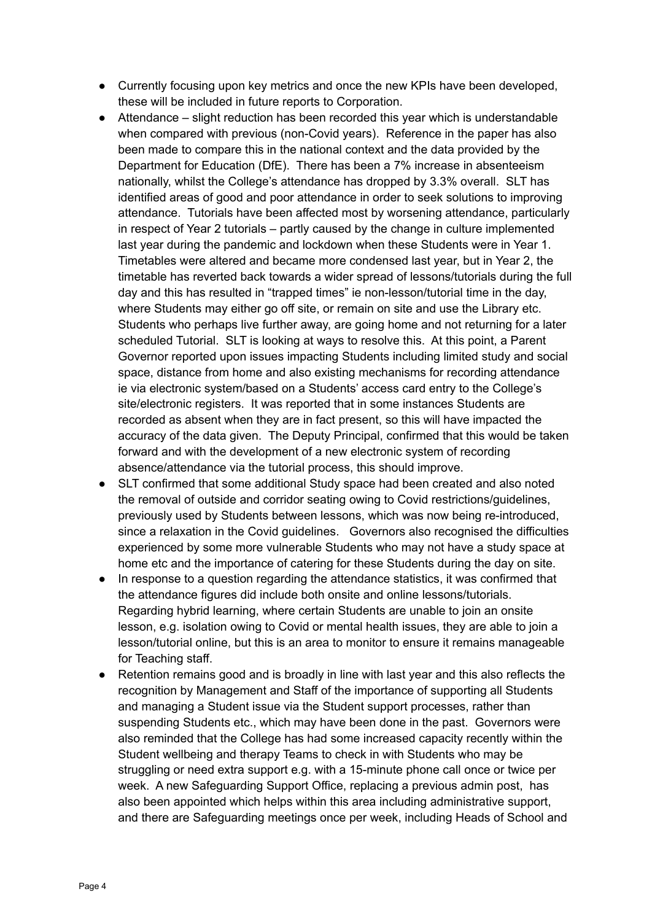- Currently focusing upon key metrics and once the new KPIs have been developed, these will be included in future reports to Corporation.
- Attendance – slight reduction has been recorded this year which is understandable when compared with previous (non-Covid years). Reference in the paper has also been made to compare this in the national context and the data provided by the Department for Education (DfE). There has been a 7% increase in absenteeism nationally, whilst the College's attendance has dropped by 3.3% overall. SLT has identified areas of good and poor attendance in order to seek solutions to improving attendance. Tutorials have been affected most by worsening attendance, particularly in respect of Year 2 tutorials – partly caused by the change in culture implemented last year during the pandemic and lockdown when these Students were in Year 1. Timetables were altered and became more condensed last year, but in Year 2, the timetable has reverted back towards a wider spread of lessons/tutorials during the full day and this has resulted in "trapped times" ie non-lesson/tutorial time in the day, where Students may either go off site, or remain on site and use the Library etc. Students who perhaps live further away, are going home and not returning for a later scheduled Tutorial. SLT is looking at ways to resolve this. At this point, a Parent Governor reported upon issues impacting Students including limited study and social space, distance from home and also existing mechanisms for recording attendance ie via electronic system/based on a Students' access card entry to the College's site/electronic registers. It was reported that in some instances Students are recorded as absent when they are in fact present, so this will have impacted the accuracy of the data given. The Deputy Principal, confirmed that this would be taken forward and with the development of a new electronic system of recording absence/attendance via the tutorial process, this should improve.
- SLT confirmed that some additional Study space had been created and also noted the removal of outside and corridor seating owing to Covid restrictions/guidelines, previously used by Students between lessons, which was now being re-introduced, since a relaxation in the Covid guidelines. Governors also recognised the difficulties experienced by some more vulnerable Students who may not have a study space at home etc and the importance of catering for these Students during the day on site.
- In response to a question regarding the attendance statistics, it was confirmed that the attendance figures did include both onsite and online lessons/tutorials. Regarding hybrid learning, where certain Students are unable to join an onsite lesson, e.g. isolation owing to Covid or mental health issues, they are able to join a lesson/tutorial online, but this is an area to monitor to ensure it remains manageable for Teaching staff.
- Retention remains good and is broadly in line with last year and this also reflects the recognition by Management and Staff of the importance of supporting all Students and managing a Student issue via the Student support processes, rather than suspending Students etc., which may have been done in the past. Governors were also reminded that the College has had some increased capacity recently within the Student wellbeing and therapy Teams to check in with Students who may be struggling or need extra support e.g. with a 15-minute phone call once or twice per week. A new Safeguarding Support Office, replacing a previous admin post, has also been appointed which helps within this area including administrative support, and there are Safeguarding meetings once per week, including Heads of School and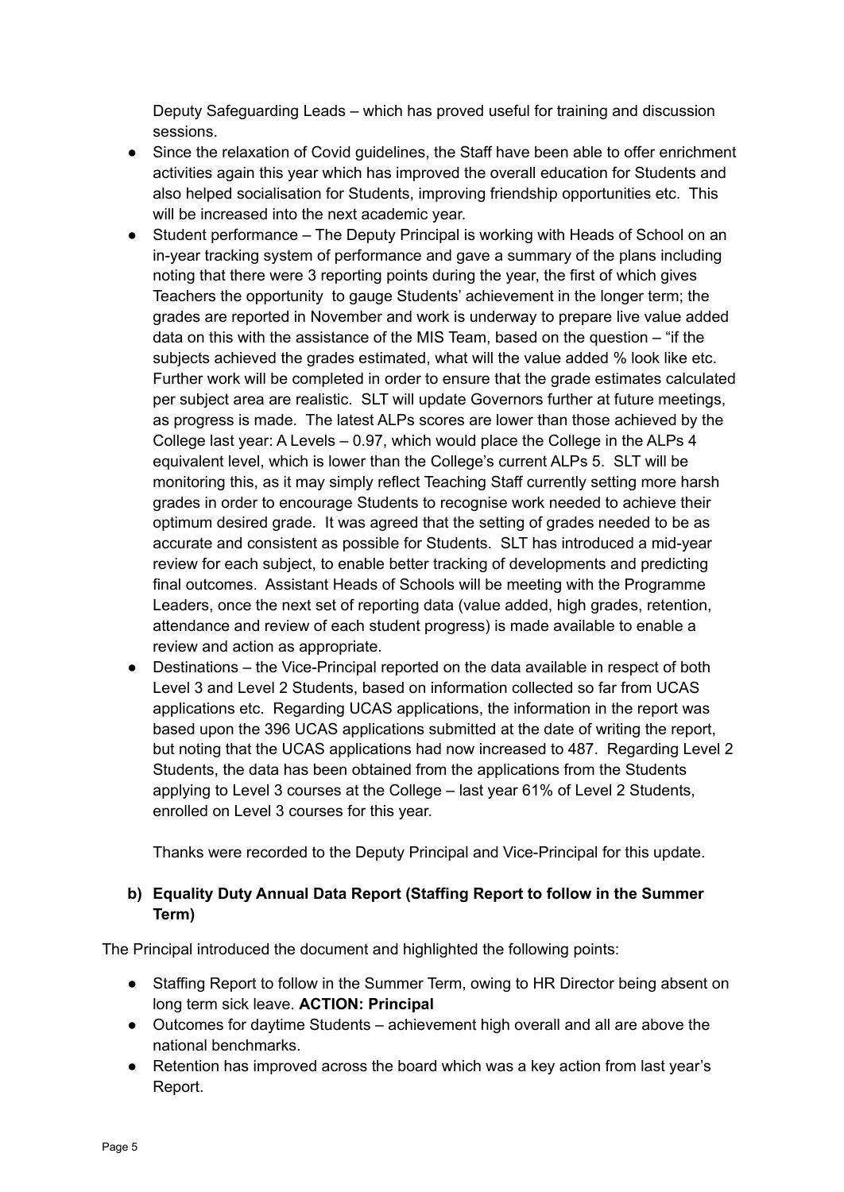Deputy Safeguarding Leads – which has proved useful for training and discussion sessions.

- Since the relaxation of Covid guidelines, the Staff have been able to offer enrichment activities again this year which has improved the overall education for Students and also helped socialisation for Students, improving friendship opportunities etc. This will be increased into the next academic year.
- Student performance – The Deputy Principal is working with Heads of School on an in-year tracking system of performance and gave a summary of the plans including noting that there were 3 reporting points during the year, the first of which gives Teachers the opportunity to gauge Students' achievement in the longer term; the grades are reported in November and work is underway to prepare live value added data on this with the assistance of the MIS Team, based on the question – "if the subjects achieved the grades estimated, what will the value added % look like etc. Further work will be completed in order to ensure that the grade estimates calculated per subject area are realistic. SLT will update Governors further at future meetings, as progress is made. The latest ALPs scores are lower than those achieved by the College last year: A Levels – 0.97, which would place the College in the ALPs 4 equivalent level, which is lower than the College's current ALPs 5. SLT will be monitoring this, as it may simply reflect Teaching Staff currently setting more harsh grades in order to encourage Students to recognise work needed to achieve their optimum desired grade. It was agreed that the setting of grades needed to be as accurate and consistent as possible for Students. SLT has introduced a mid-year review for each subject, to enable better tracking of developments and predicting final outcomes. Assistant Heads of Schools will be meeting with the Programme Leaders, once the next set of reporting data (value added, high grades, retention, attendance and review of each student progress) is made available to enable a review and action as appropriate.
- Destinations – the Vice-Principal reported on the data available in respect of both Level 3 and Level 2 Students, based on information collected so far from UCAS applications etc. Regarding UCAS applications, the information in the report was based upon the 396 UCAS applications submitted at the date of writing the report, but noting that the UCAS applications had now increased to 487. Regarding Level 2 Students, the data has been obtained from the applications from the Students applying to Level 3 courses at the College – last year 61% of Level 2 Students, enrolled on Level 3 courses for this year.

  Thanks were recorded to the Deputy Principal and Vice-Principal for this update.

**b) Equality Duty Annual Data Report (Staffing Report to follow in the Summer Term)**

The Principal introduced the document and highlighted the following points:

- Staffing Report to follow in the Summer Term, owing to HR Director being absent on long term sick leave. **ACTION: Principal**
- Outcomes for daytime Students – achievement high overall and all are above the national benchmarks.
- Retention has improved across the board which was a key action from last year's Report.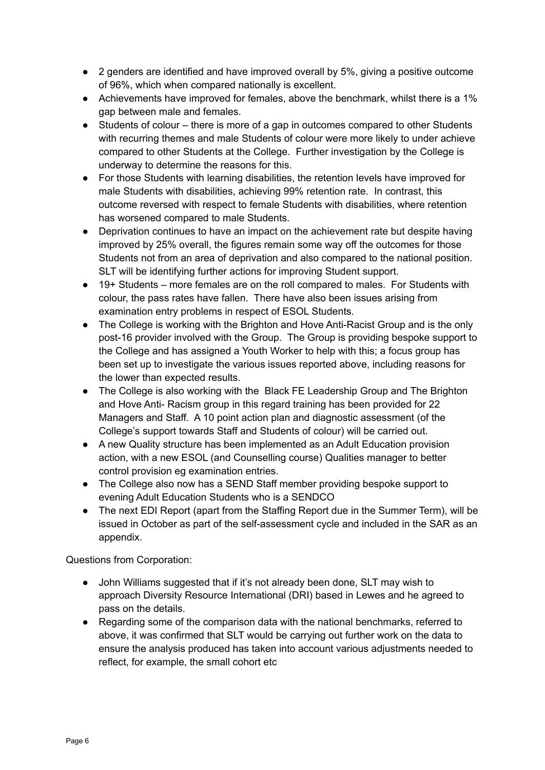- 2 genders are identified and have improved overall by 5%, giving a positive outcome of 96%, which when compared nationally is excellent.
- Achievements have improved for females, above the benchmark, whilst there is a 1% gap between male and females.
- Students of colour – there is more of a gap in outcomes compared to other Students with recurring themes and male Students of colour were more likely to under achieve compared to other Students at the College. Further investigation by the College is underway to determine the reasons for this.
- For those Students with learning disabilities, the retention levels have improved for male Students with disabilities, achieving 99% retention rate. In contrast, this outcome reversed with respect to female Students with disabilities, where retention has worsened compared to male Students.
- Deprivation continues to have an impact on the achievement rate but despite having improved by 25% overall, the figures remain some way off the outcomes for those Students not from an area of deprivation and also compared to the national position. SLT will be identifying further actions for improving Student support.
- 19+ Students – more females are on the roll compared to males. For Students with colour, the pass rates have fallen. There have also been issues arising from examination entry problems in respect of ESOL Students.
- The College is working with the Brighton and Hove Anti-Racist Group and is the only post-16 provider involved with the Group. The Group is providing bespoke support to the College and has assigned a Youth Worker to help with this; a focus group has been set up to investigate the various issues reported above, including reasons for the lower than expected results.
- The College is also working with the Black FE Leadership Group and The Brighton and Hove Anti- Racism group in this regard training has been provided for 22 Managers and Staff. A 10 point action plan and diagnostic assessment (of the College's support towards Staff and Students of colour) will be carried out.
- A new Quality structure has been implemented as an Adult Education provision action, with a new ESOL (and Counselling course) Qualities manager to better control provision eg examination entries.
- The College also now has a SEND Staff member providing bespoke support to evening Adult Education Students who is a SENDCO
- The next EDI Report (apart from the Staffing Report due in the Summer Term), will be issued in October as part of the self-assessment cycle and included in the SAR as an appendix.

Questions from Corporation:

- John Williams suggested that if it's not already been done, SLT may wish to approach Diversity Resource International (DRI) based in Lewes and he agreed to pass on the details.
- Regarding some of the comparison data with the national benchmarks, referred to above, it was confirmed that SLT would be carrying out further work on the data to ensure the analysis produced has taken into account various adjustments needed to reflect, for example, the small cohort etc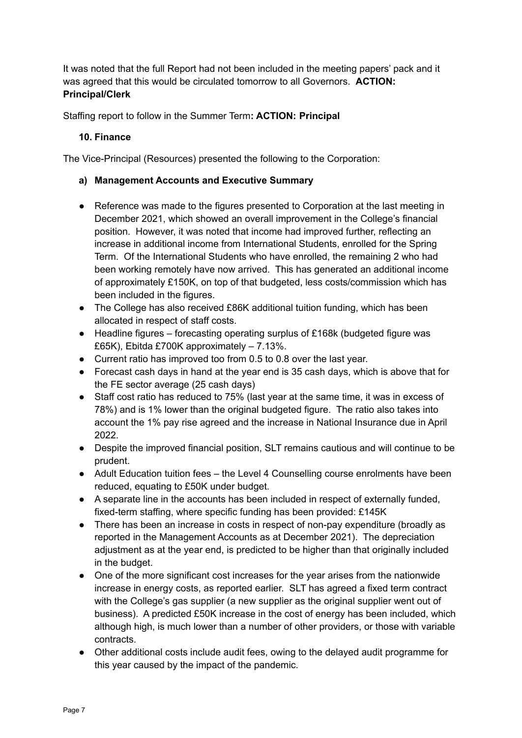It was noted that the full Report had not been included in the meeting papers' pack and it was agreed that this would be circulated tomorrow to all Governors. **ACTION: Principal/Clerk**

Staffing report to follow in the Summer Term**: ACTION: Principal**

**10. Finance**

The Vice-Principal (Resources) presented the following to the Corporation:

**a) Management Accounts and Executive Summary**

- Reference was made to the figures presented to Corporation at the last meeting in December 2021, which showed an overall improvement in the College's financial position. However, it was noted that income had improved further, reflecting an increase in additional income from International Students, enrolled for the Spring Term. Of the International Students who have enrolled, the remaining 2 who had been working remotely have now arrived. This has generated an additional income of approximately £150K, on top of that budgeted, less costs/commission which has been included in the figures.
- The College has also received £86K additional tuition funding, which has been allocated in respect of staff costs.
- Headline figures – forecasting operating surplus of £168k (budgeted figure was £65K), Ebitda £700K approximately – 7.13%.
- Current ratio has improved too from 0.5 to 0.8 over the last year.
- Forecast cash days in hand at the year end is 35 cash days, which is above that for the FE sector average (25 cash days)
- Staff cost ratio has reduced to 75% (last year at the same time, it was in excess of 78%) and is 1% lower than the original budgeted figure. The ratio also takes into account the 1% pay rise agreed and the increase in National Insurance due in April 2022.
- Despite the improved financial position, SLT remains cautious and will continue to be prudent.
- Adult Education tuition fees – the Level 4 Counselling course enrolments have been reduced, equating to £50K under budget.
- A separate line in the accounts has been included in respect of externally funded, fixed-term staffing, where specific funding has been provided: £145K
- There has been an increase in costs in respect of non-pay expenditure (broadly as reported in the Management Accounts as at December 2021). The depreciation adjustment as at the year end, is predicted to be higher than that originally included in the budget.
- One of the more significant cost increases for the year arises from the nationwide increase in energy costs, as reported earlier. SLT has agreed a fixed term contract with the College's gas supplier (a new supplier as the original supplier went out of business). A predicted £50K increase in the cost of energy has been included, which although high, is much lower than a number of other providers, or those with variable contracts.
- Other additional costs include audit fees, owing to the delayed audit programme for this year caused by the impact of the pandemic.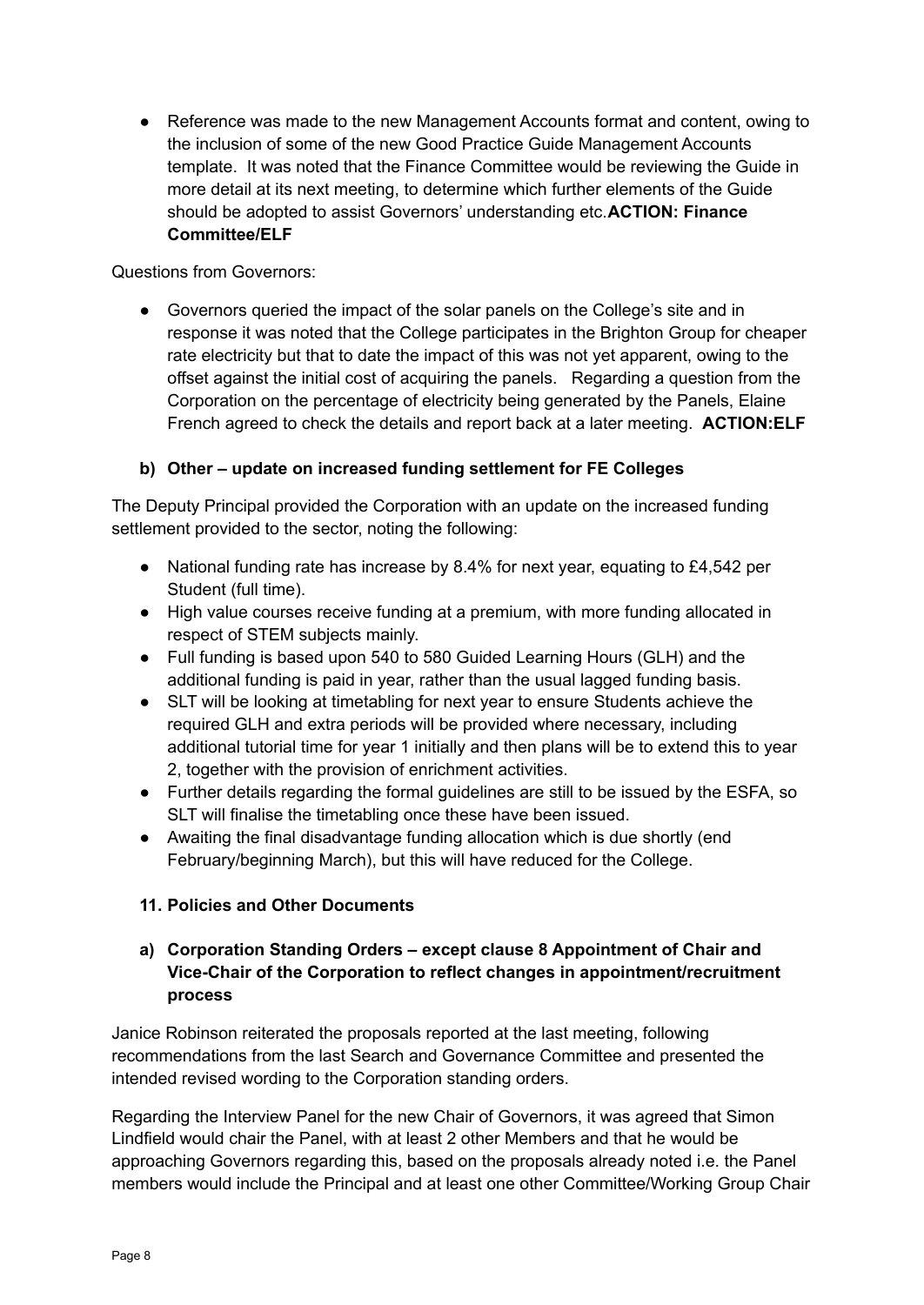- Reference was made to the new Management Accounts format and content, owing to the inclusion of some of the new Good Practice Guide Management Accounts template. It was noted that the Finance Committee would be reviewing the Guide in more detail at its next meeting, to determine which further elements of the Guide should be adopted to assist Governors' understanding etc.**ACTION: Finance Committee/ELF**

Questions from Governors:

- Governors queried the impact of the solar panels on the College's site and in response it was noted that the College participates in the Brighton Group for cheaper rate electricity but that to date the impact of this was not yet apparent, owing to the offset against the initial cost of acquiring the panels. Regarding a question from the Corporation on the percentage of electricity being generated by the Panels, Elaine French agreed to check the details and report back at a later meeting. **ACTION:ELF**

**b) Other – update on increased funding settlement for FE Colleges**

The Deputy Principal provided the Corporation with an update on the increased funding settlement provided to the sector, noting the following:

- National funding rate has increase by 8.4% for next year, equating to £4,542 per Student (full time).
- High value courses receive funding at a premium, with more funding allocated in respect of STEM subjects mainly.
- Full funding is based upon 540 to 580 Guided Learning Hours (GLH) and the additional funding is paid in year, rather than the usual lagged funding basis.
- SLT will be looking at timetabling for next year to ensure Students achieve the required GLH and extra periods will be provided where necessary, including additional tutorial time for year 1 initially and then plans will be to extend this to year 2, together with the provision of enrichment activities.
- Further details regarding the formal guidelines are still to be issued by the ESFA, so SLT will finalise the timetabling once these have been issued.
- Awaiting the final disadvantage funding allocation which is due shortly (end February/beginning March), but this will have reduced for the College.

**11. Policies and Other Documents**

**a) Corporation Standing Orders – except clause 8 Appointment of Chair and Vice-Chair of the Corporation to reflect changes in appointment/recruitment process**

Janice Robinson reiterated the proposals reported at the last meeting, following recommendations from the last Search and Governance Committee and presented the intended revised wording to the Corporation standing orders.

Regarding the Interview Panel for the new Chair of Governors, it was agreed that Simon Lindfield would chair the Panel, with at least 2 other Members and that he would be approaching Governors regarding this, based on the proposals already noted i.e. the Panel members would include the Principal and at least one other Committee/Working Group Chair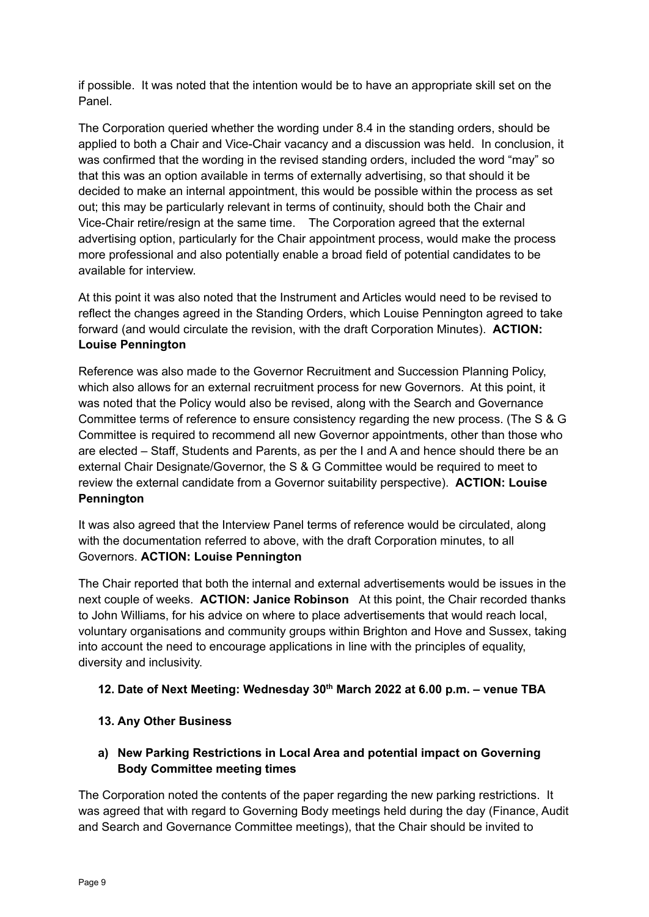if possible. It was noted that the intention would be to have an appropriate skill set on the Panel.

The Corporation queried whether the wording under 8.4 in the standing orders, should be applied to both a Chair and Vice-Chair vacancy and a discussion was held. In conclusion, it was confirmed that the wording in the revised standing orders, included the word "may" so that this was an option available in terms of externally advertising, so that should it be decided to make an internal appointment, this would be possible within the process as set out; this may be particularly relevant in terms of continuity, should both the Chair and Vice-Chair retire/resign at the same time. The Corporation agreed that the external advertising option, particularly for the Chair appointment process, would make the process more professional and also potentially enable a broad field of potential candidates to be available for interview.

At this point it was also noted that the Instrument and Articles would need to be revised to reflect the changes agreed in the Standing Orders, which Louise Pennington agreed to take forward (and would circulate the revision, with the draft Corporation Minutes). **ACTION: Louise Pennington**

Reference was also made to the Governor Recruitment and Succession Planning Policy, which also allows for an external recruitment process for new Governors. At this point, it was noted that the Policy would also be revised, along with the Search and Governance Committee terms of reference to ensure consistency regarding the new process. (The S & G Committee is required to recommend all new Governor appointments, other than those who are elected – Staff, Students and Parents, as per the I and A and hence should there be an external Chair Designate/Governor, the S & G Committee would be required to meet to review the external candidate from a Governor suitability perspective). **ACTION: Louise Pennington**

It was also agreed that the Interview Panel terms of reference would be circulated, along with the documentation referred to above, with the draft Corporation minutes, to all Governors. **ACTION: Louise Pennington**

The Chair reported that both the internal and external advertisements would be issues in the next couple of weeks. **ACTION: Janice Robinson** At this point, the Chair recorded thanks to John Williams, for his advice on where to place advertisements that would reach local, voluntary organisations and community groups within Brighton and Hove and Sussex, taking into account the need to encourage applications in line with the principles of equality, diversity and inclusivity.

**12. Date of Next Meeting: Wednesday 30th March 2022 at 6.00 p.m. – venue TBA**

**13. Any Other Business**

**a) New Parking Restrictions in Local Area and potential impact on Governing Body Committee meeting times**

The Corporation noted the contents of the paper regarding the new parking restrictions. It was agreed that with regard to Governing Body meetings held during the day (Finance, Audit and Search and Governance Committee meetings), that the Chair should be invited to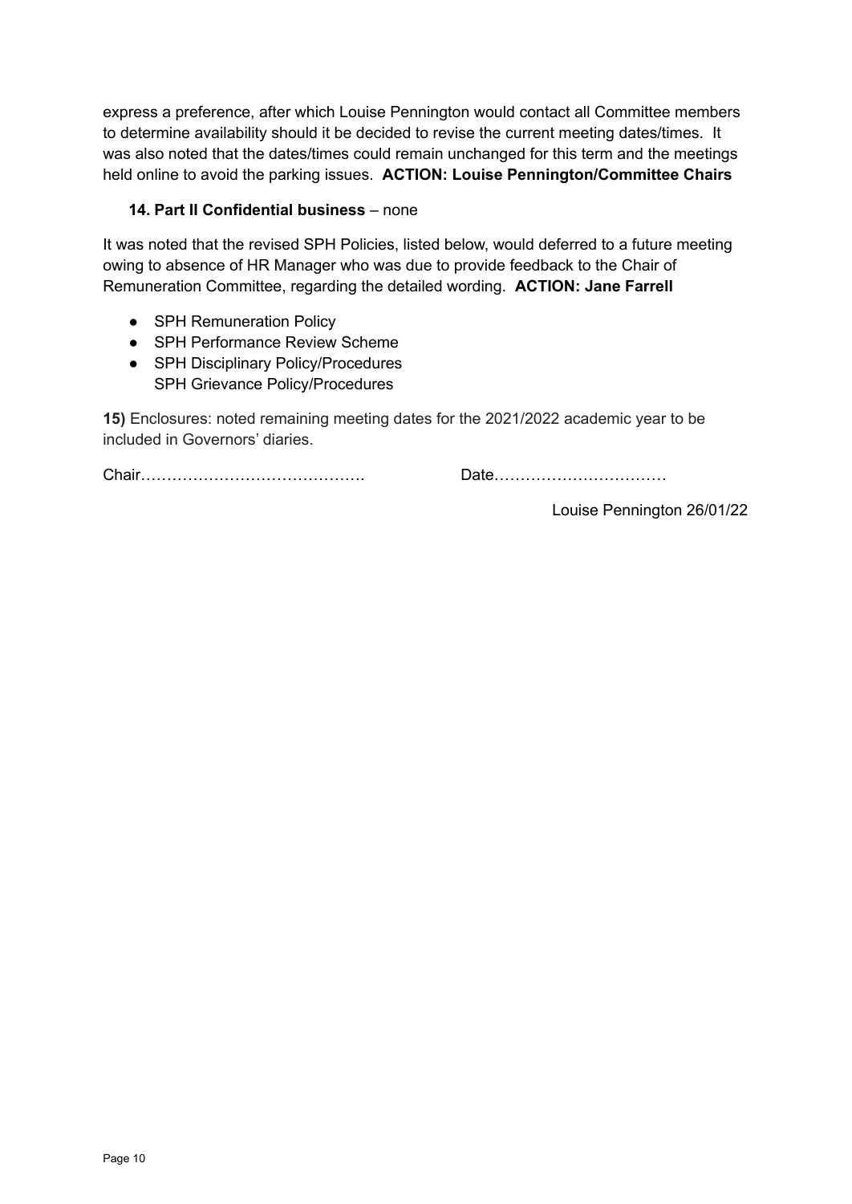express a preference, after which Louise Pennington would contact all Committee members to determine availability should it be decided to revise the current meeting dates/times. It was also noted that the dates/times could remain unchanged for this term and the meetings held online to avoid the parking issues. **ACTION: Louise Pennington/Committee Chairs**

**14. Part II Confidential business** – none

It was noted that the revised SPH Policies, listed below, would deferred to a future meeting owing to absence of HR Manager who was due to provide feedback to the Chair of Remuneration Committee, regarding the detailed wording. **ACTION: Jane Farrell**

- SPH Remuneration Policy
- SPH Performance Review Scheme
- SPH Disciplinary Policy/Procedures
  SPH Grievance Policy/Procedures

**15)** Enclosures: noted remaining meeting dates for the 2021/2022 academic year to be included in Governors' diaries.

Chair……………………………………. Date……………………………

Louise Pennington 26/01/22